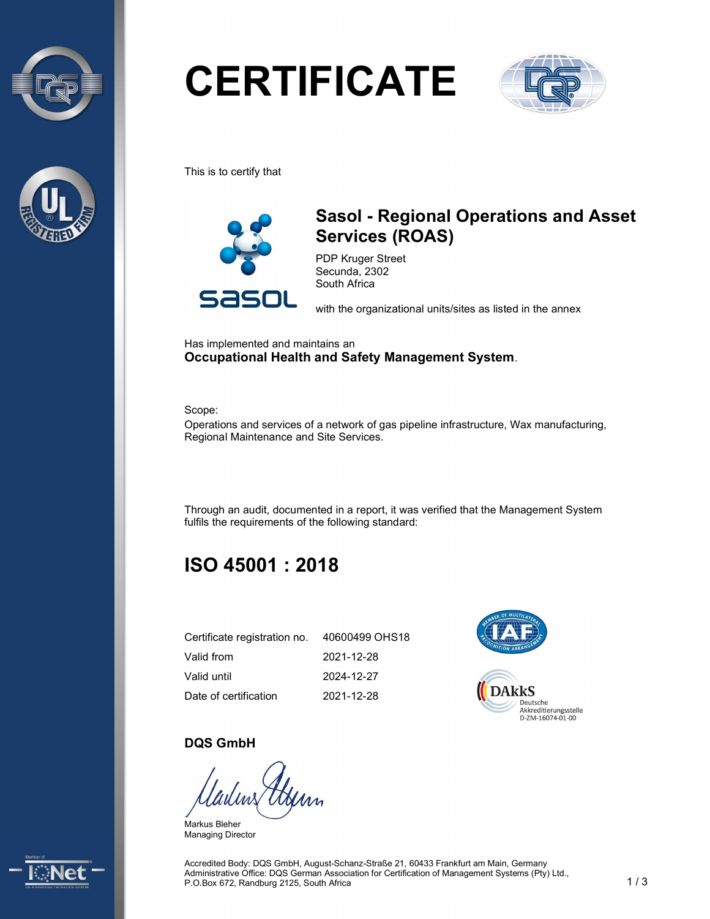# CERTIFICATE

This is to certify that

## Sasol - Regional Operations and Asset Services (ROAS)

PDP Kruger Street
Secunda, 2302
South Africa

with the organizational units/sites as listed in the annex

Has implemented and maintains an
**Occupational Health and Safety Management System**.

Scope:
Operations and services of a network of gas pipeline infrastructure, Wax manufacturing, Regional Maintenance and Site Services.

Through an audit, documented in a report, it was verified that the Management System fulfils the requirements of the following standard:

## ISO 45001 : 2018

| | |
|---|---|
| Certificate registration no. | 40600499 OHS18 |
| Valid from | 2021-12-28 |
| Valid until | 2024-12-27 |
| Date of certification | 2021-12-28 |

DAkkS
Deutsche
Akkreditierungsstelle
D-ZM-16074-01-00

**DQS GmbH**

Markus Bleher
Managing Director

Accredited Body: DQS GmbH, August-Schanz-Straße 21, 60433 Frankfurt am Main, Germany
Administrative Office: DQS German Association for Certification of Management Systems (Pty) Ltd., P.O.Box 672, Randburg 2125, South Africa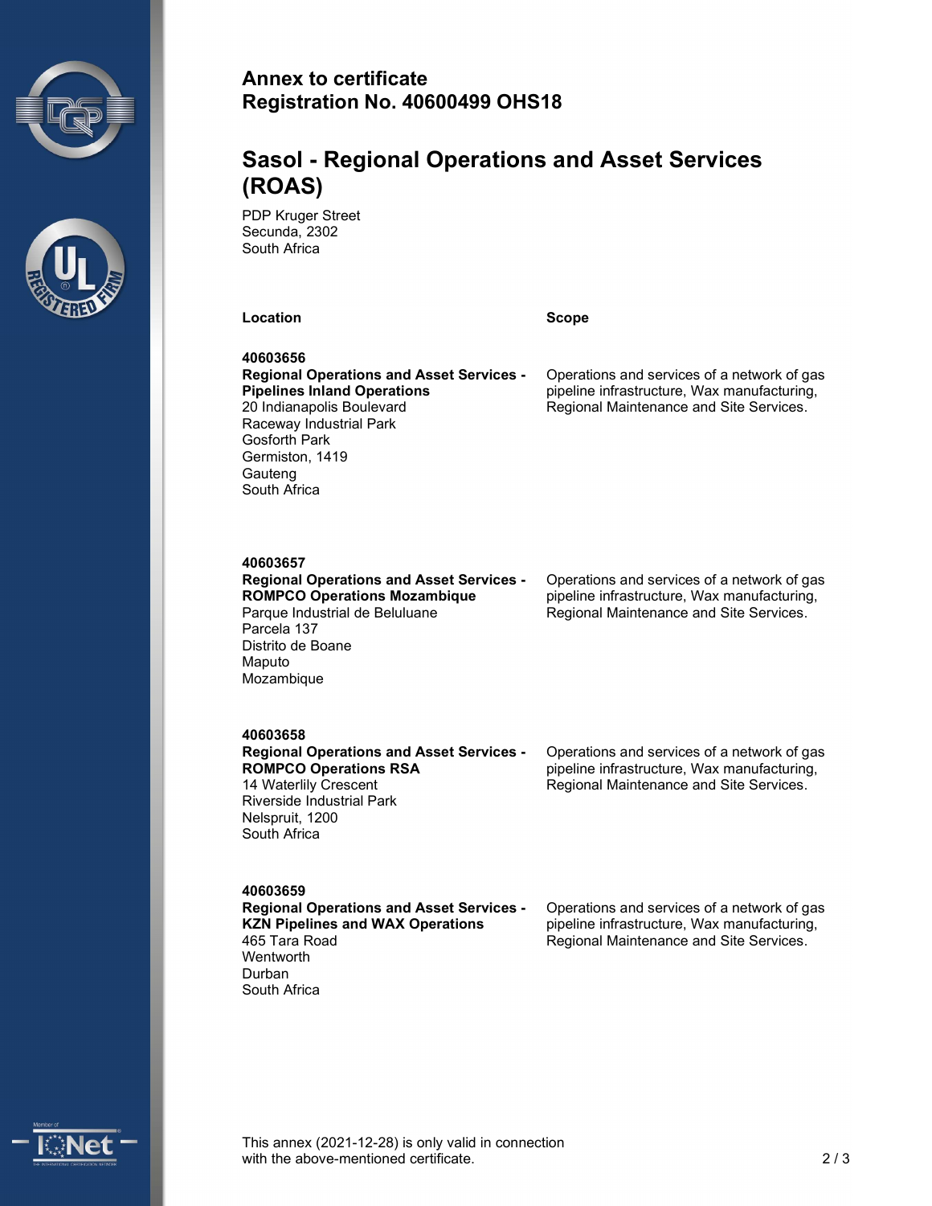**Annex to certificate**
**Registration No. 40600499 OHS18**

## Sasol - Regional Operations and Asset Services (ROAS)

PDP Kruger Street
Secunda, 2302
South Africa

| Location | Scope |
|---|---|
| **40603656**<br>**Regional Operations and Asset Services - Pipelines Inland Operations**<br>20 Indianapolis Boulevard<br>Raceway Industrial Park<br>Gosforth Park<br>Germiston, 1419<br>Gauteng<br>South Africa | Operations and services of a network of gas pipeline infrastructure, Wax manufacturing, Regional Maintenance and Site Services. |
| **40603657**<br>**Regional Operations and Asset Services - ROMPCO Operations Mozambique**<br>Parque Industrial de Beluluane<br>Parcela 137<br>Distrito de Boane<br>Maputo<br>Mozambique | Operations and services of a network of gas pipeline infrastructure, Wax manufacturing, Regional Maintenance and Site Services. |
| **40603658**<br>**Regional Operations and Asset Services - ROMPCO Operations RSA**<br>14 Waterlily Crescent<br>Riverside Industrial Park<br>Nelspruit, 1200<br>South Africa | Operations and services of a network of gas pipeline infrastructure, Wax manufacturing, Regional Maintenance and Site Services. |
| **40603659**<br>**Regional Operations and Asset Services - KZN Pipelines and WAX Operations**<br>465 Tara Road<br>Wentworth<br>Durban<br>South Africa | Operations and services of a network of gas pipeline infrastructure, Wax manufacturing, Regional Maintenance and Site Services. |

This annex (2021-12-28) is only valid in connection with the above-mentioned certificate.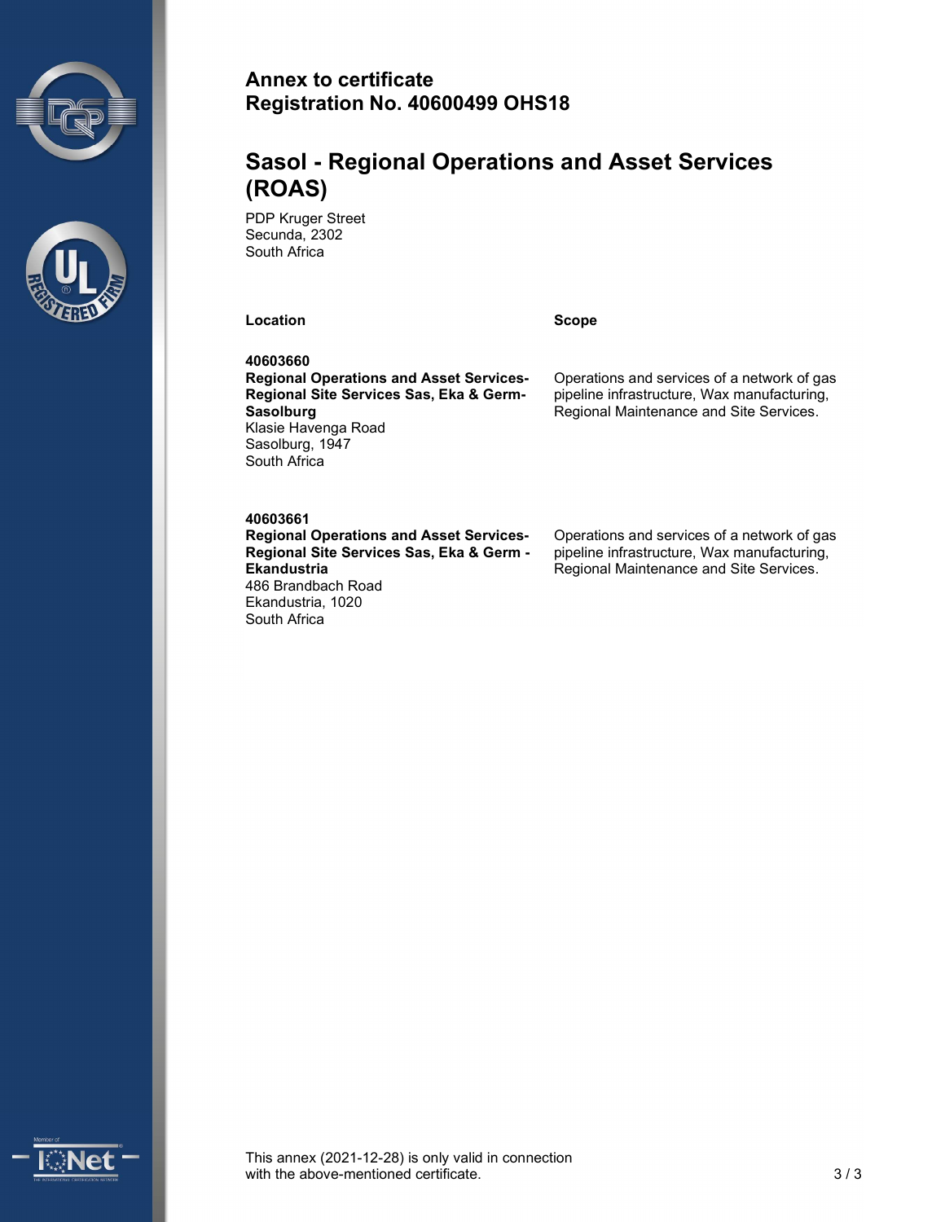## Annex to certificate
## Registration No. 40600499 OHS18

# Sasol - Regional Operations and Asset Services (ROAS)

PDP Kruger Street
Secunda, 2302
South Africa

| Location | Scope |
|---|---|
| **40603660**<br>**Regional Operations and Asset Services-Regional Site Services Sas, Eka & Germ-Sasolburg**<br>Klasie Havenga Road<br>Sasolburg, 1947<br>South Africa | Operations and services of a network of gas pipeline infrastructure, Wax manufacturing, Regional Maintenance and Site Services. |
| **40603661**<br>**Regional Operations and Asset Services-Regional Site Services Sas, Eka & Germ - Ekandustria**<br>486 Brandbach Road<br>Ekandustria, 1020<br>South Africa | Operations and services of a network of gas pipeline infrastructure, Wax manufacturing, Regional Maintenance and Site Services. |

This annex (2021-12-28) is only valid in connection with the above-mentioned certificate.